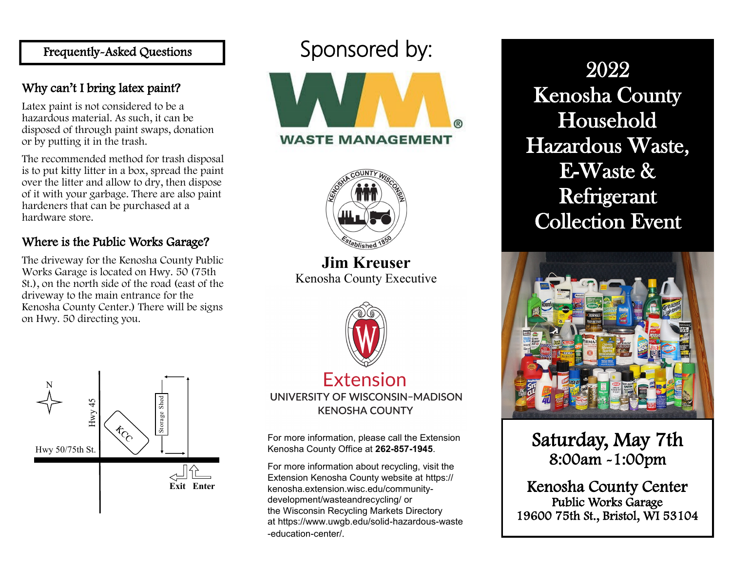## Frequently-Asked Questions

### Why can't I bring latex paint?

Latex paint is not considered to be a hazardous material. As such, it can be disposed of through paint swaps, donation or by putting it in the trash.

The recommended method for trash disposal is to put kitty litter in a box, spread the paint over the litter and allow to dry, then dispose of it with your garbage. There are also paint hardeners that can be purchased at a hardware store.

### Where is the Public Works Garage?

The driveway for the Kenosha County Public Works Garage is located on Hwy. 50 (75th St.), on the north side of the road (east of the driveway to the main entrance for the Kenosha County Center.) There will be signs on Hwy. 50 directing you.

N

Hwy 45

KCC

Storage Shed

Hwy 50/75th St.

Exit Enter

# Sponsored by:

WASTE MANAGEMENT

Kenosha County Wisconsin — Established 1850

**Jim Kreuser**
Kenosha County Executive

Extension
UNIVERSITY OF WISCONSIN–MADISON
KENOSHA COUNTY

For more information, please call the Extension Kenosha County Office at **262-857-1945**.

For more information about recycling, visit the Extension Kenosha County website at https://kenosha.extension.wisc.edu/community-development/wasteandrecycling/ or the Wisconsin Recycling Markets Directory at https://www.uwgb.edu/solid-hazardous-waste-education-center/.

# 2022 Kenosha County Household Hazardous Waste, E-Waste & Refrigerant Collection Event

## Saturday, May 7th
8:00am - 1:00pm

## Kenosha County Center
Public Works Garage
19600 75th St., Bristol, WI 53104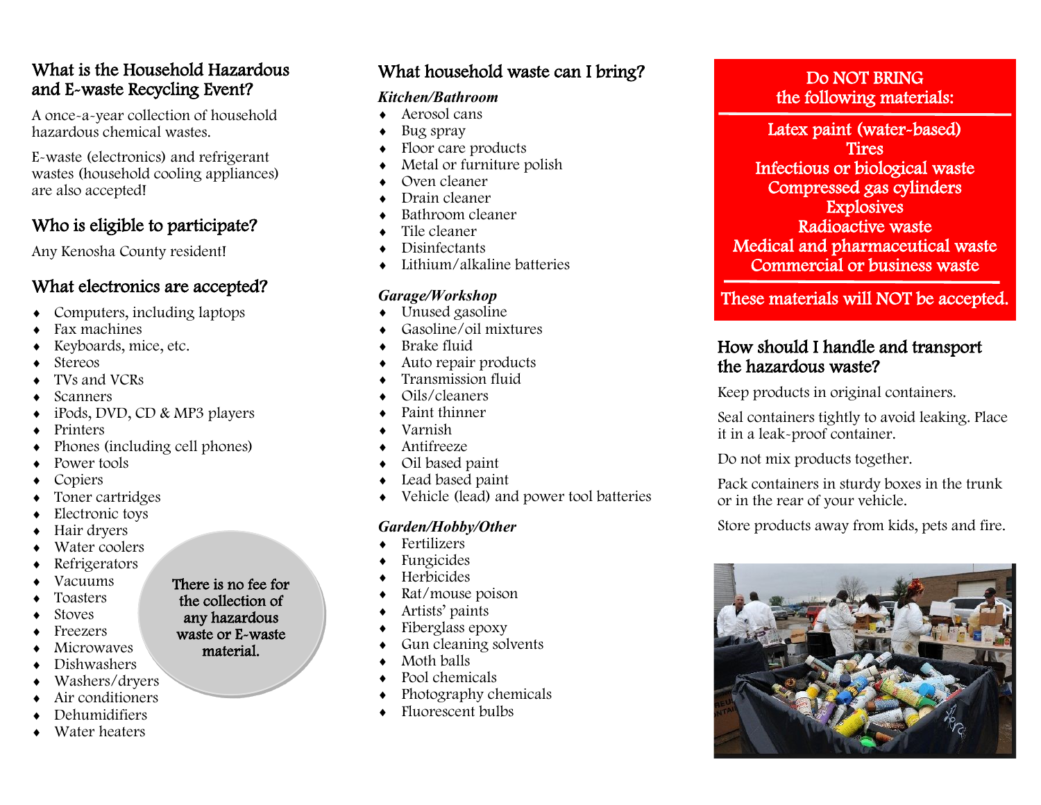## What is the Household Hazardous and E-waste Recycling Event?

A once-a-year collection of household hazardous chemical wastes.

E-waste (electronics) and refrigerant wastes (household cooling appliances) are also accepted!

## Who is eligible to participate?

Any Kenosha County resident!

## What electronics are accepted?

- Computers, including laptops
- Fax machines
- Keyboards, mice, etc.
- Stereos
- TVs and VCRs
- Scanners
- iPods, DVD, CD & MP3 players
- Printers
- Phones (including cell phones)
- Power tools
- Copiers
- Toner cartridges
- Electronic toys
- Hair dryers
- Water coolers
- Refrigerators
- Vacuums
- Toasters
- Stoves
- Freezers
- Microwaves
- Dishwashers
- Washers/dryers
- Air conditioners
- Dehumidifiers
- Water heaters

**There is no fee for the collection of any hazardous waste or E-waste material.**

## What household waste can I bring?

### *Kitchen/Bathroom*

- Aerosol cans
- Bug spray
- Floor care products
- Metal or furniture polish
- Oven cleaner
- Drain cleaner
- Bathroom cleaner
- Tile cleaner
- Disinfectants
- Lithium/alkaline batteries

### *Garage/Workshop*

- Unused gasoline
- Gasoline/oil mixtures
- Brake fluid
- Auto repair products
- Transmission fluid
- Oils/cleaners
- Paint thinner
- Varnish
- Antifreeze
- Oil based paint
- Lead based paint
- Vehicle (lead) and power tool batteries

### *Garden/Hobby/Other*

- Fertilizers
- Fungicides
- Herbicides
- Rat/mouse poison
- Artists' paints
- Fiberglass epoxy
- Gun cleaning solvents
- Moth balls
- Pool chemicals
- Photography chemicals
- Fluorescent bulbs

## Do NOT BRING the following materials:

Latex paint (water-based)
Tires
Infectious or biological waste
Compressed gas cylinders
Explosives
Radioactive waste
Medical and pharmaceutical waste
Commercial or business waste

These materials will NOT be accepted.

## How should I handle and transport the hazardous waste?

Keep products in original containers.

Seal containers tightly to avoid leaking. Place it in a leak-proof container.

Do not mix products together.

Pack containers in sturdy boxes in the trunk or in the rear of your vehicle.

Store products away from kids, pets and fire.